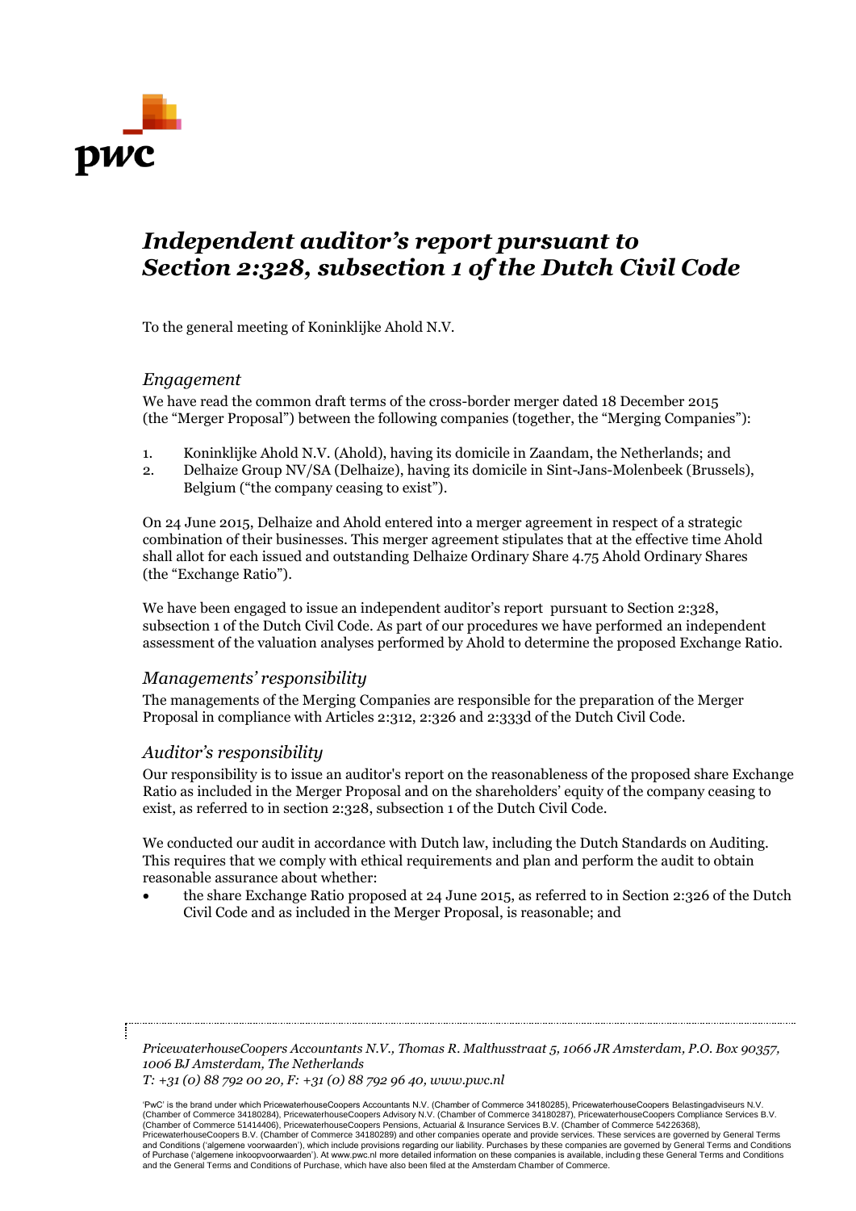# *Independent auditor's report pursuant to Section 2:328, subsection 1 of the Dutch Civil Code*

To the general meeting of Koninklijke Ahold N.V.

## *Engagement*

We have read the common draft terms of the cross-border merger dated 18 December 2015 (the "Merger Proposal") between the following companies (together, the "Merging Companies"):

1. Koninklijke Ahold N.V. (Ahold), having its domicile in Zaandam, the Netherlands; and
2. Delhaize Group NV/SA (Delhaize), having its domicile in Sint-Jans-Molenbeek (Brussels), Belgium ("the company ceasing to exist").

On 24 June 2015, Delhaize and Ahold entered into a merger agreement in respect of a strategic combination of their businesses. This merger agreement stipulates that at the effective time Ahold shall allot for each issued and outstanding Delhaize Ordinary Share 4.75 Ahold Ordinary Shares (the "Exchange Ratio").

We have been engaged to issue an independent auditor's report pursuant to Section 2:328, subsection 1 of the Dutch Civil Code. As part of our procedures we have performed an independent assessment of the valuation analyses performed by Ahold to determine the proposed Exchange Ratio.

## *Managements' responsibility*

The managements of the Merging Companies are responsible for the preparation of the Merger Proposal in compliance with Articles 2:312, 2:326 and 2:333d of the Dutch Civil Code.

## *Auditor's responsibility*

Our responsibility is to issue an auditor's report on the reasonableness of the proposed share Exchange Ratio as included in the Merger Proposal and on the shareholders' equity of the company ceasing to exist, as referred to in section 2:328, subsection 1 of the Dutch Civil Code.

We conducted our audit in accordance with Dutch law, including the Dutch Standards on Auditing. This requires that we comply with ethical requirements and plan and perform the audit to obtain reasonable assurance about whether:

- the share Exchange Ratio proposed at 24 June 2015, as referred to in Section 2:326 of the Dutch Civil Code and as included in the Merger Proposal, is reasonable; and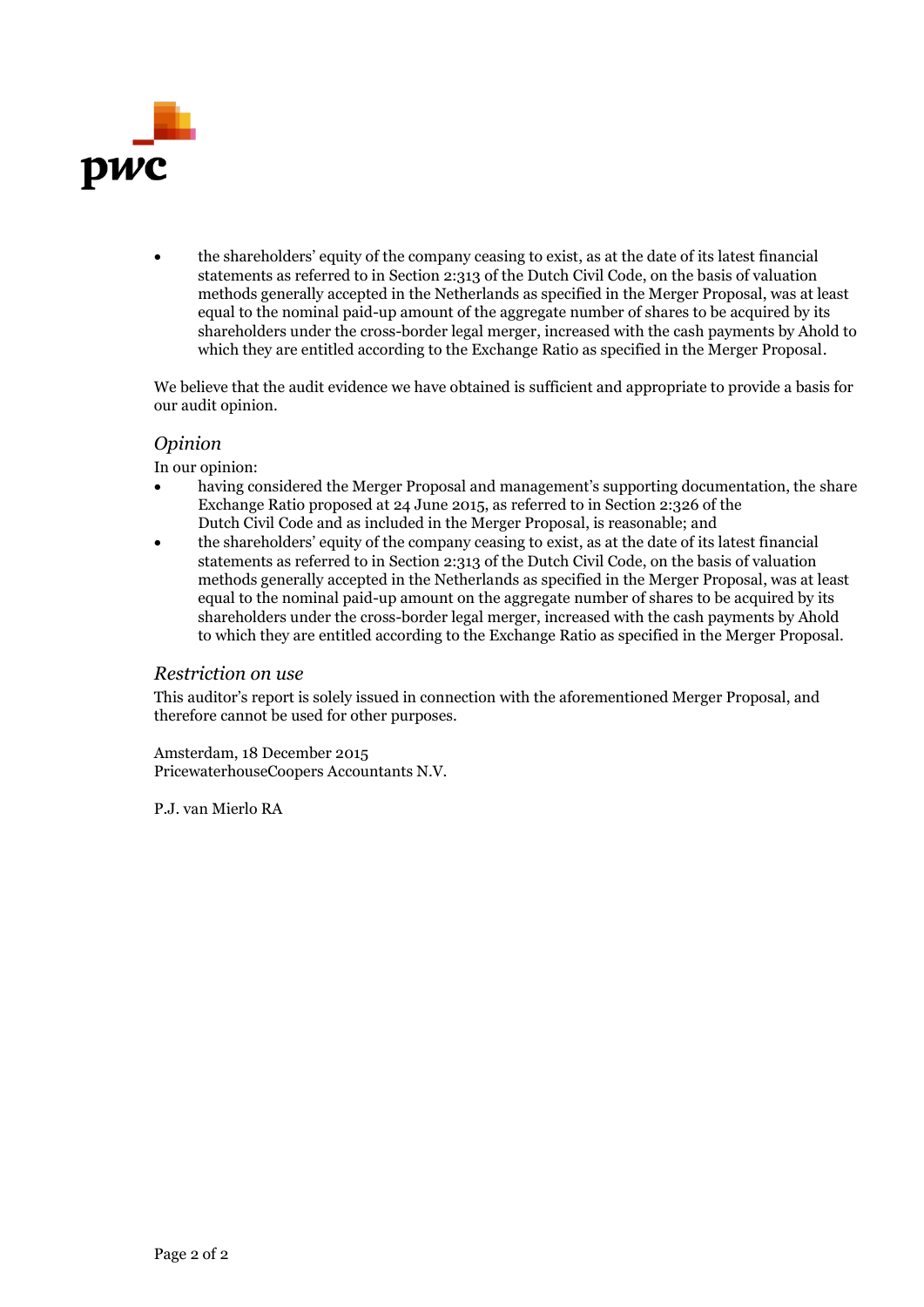- the shareholders' equity of the company ceasing to exist, as at the date of its latest financial statements as referred to in Section 2:313 of the Dutch Civil Code, on the basis of valuation methods generally accepted in the Netherlands as specified in the Merger Proposal, was at least equal to the nominal paid-up amount of the aggregate number of shares to be acquired by its shareholders under the cross-border legal merger, increased with the cash payments by Ahold to which they are entitled according to the Exchange Ratio as specified in the Merger Proposal.

We believe that the audit evidence we have obtained is sufficient and appropriate to provide a basis for our audit opinion.

### *Opinion*

In our opinion:

- having considered the Merger Proposal and management's supporting documentation, the share Exchange Ratio proposed at 24 June 2015, as referred to in Section 2:326 of the Dutch Civil Code and as included in the Merger Proposal, is reasonable; and
- the shareholders' equity of the company ceasing to exist, as at the date of its latest financial statements as referred to in Section 2:313 of the Dutch Civil Code, on the basis of valuation methods generally accepted in the Netherlands as specified in the Merger Proposal, was at least equal to the nominal paid-up amount on the aggregate number of shares to be acquired by its shareholders under the cross-border legal merger, increased with the cash payments by Ahold to which they are entitled according to the Exchange Ratio as specified in the Merger Proposal.

### *Restriction on use*

This auditor's report is solely issued in connection with the aforementioned Merger Proposal, and therefore cannot be used for other purposes.

Amsterdam, 18 December 2015
PricewaterhouseCoopers Accountants N.V.

P.J. van Mierlo RA